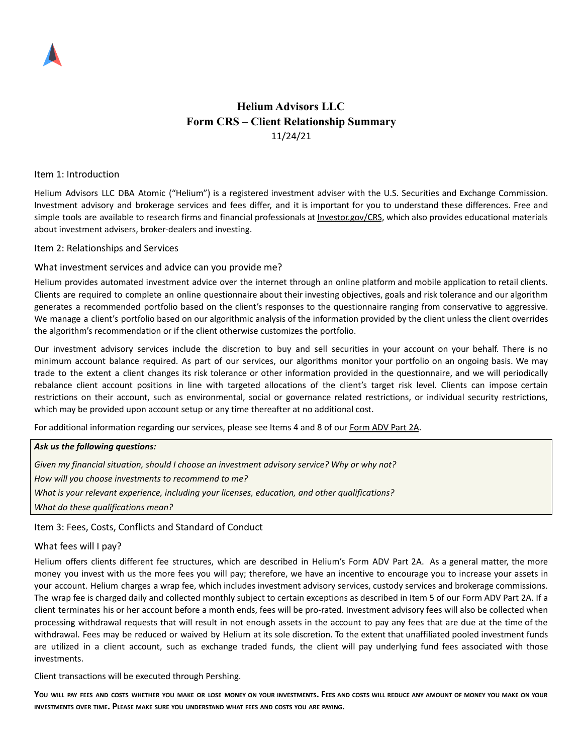# Helium Advisors LLC
# Form CRS – Client Relationship Summary
11/24/21

## Item 1: Introduction

Helium Advisors LLC DBA Atomic ("Helium") is a registered investment adviser with the U.S. Securities and Exchange Commission. Investment advisory and brokerage services and fees differ, and it is important for you to understand these differences. Free and simple tools are available to research firms and financial professionals at Investor.gov/CRS, which also provides educational materials about investment advisers, broker-dealers and investing.

## Item 2: Relationships and Services

### What investment services and advice can you provide me?

Helium provides automated investment advice over the internet through an online platform and mobile application to retail clients. Clients are required to complete an online questionnaire about their investing objectives, goals and risk tolerance and our algorithm generates a recommended portfolio based on the client's responses to the questionnaire ranging from conservative to aggressive. We manage a client's portfolio based on our algorithmic analysis of the information provided by the client unless the client overrides the algorithm's recommendation or if the client otherwise customizes the portfolio.

Our investment advisory services include the discretion to buy and sell securities in your account on your behalf. There is no minimum account balance required. As part of our services, our algorithms monitor your portfolio on an ongoing basis. We may trade to the extent a client changes its risk tolerance or other information provided in the questionnaire, and we will periodically rebalance client account positions in line with targeted allocations of the client's target risk level. Clients can impose certain restrictions on their account, such as environmental, social or governance related restrictions, or individual security restrictions, which may be provided upon account setup or any time thereafter at no additional cost.

For additional information regarding our services, please see Items 4 and 8 of our Form ADV Part 2A.

***Ask us the following questions:***

*Given my financial situation, should I choose an investment advisory service? Why or why not?*

*How will you choose investments to recommend to me?*

*What is your relevant experience, including your licenses, education, and other qualifications?*

*What do these qualifications mean?*

## Item 3: Fees, Costs, Conflicts and Standard of Conduct

### What fees will I pay?

Helium offers clients different fee structures, which are described in Helium's Form ADV Part 2A. As a general matter, the more money you invest with us the more fees you will pay; therefore, we have an incentive to encourage you to increase your assets in your account. Helium charges a wrap fee, which includes investment advisory services, custody services and brokerage commissions. The wrap fee is charged daily and collected monthly subject to certain exceptions as described in Item 5 of our Form ADV Part 2A. If a client terminates his or her account before a month ends, fees will be pro-rated. Investment advisory fees will also be collected when processing withdrawal requests that will result in not enough assets in the account to pay any fees that are due at the time of the withdrawal. Fees may be reduced or waived by Helium at its sole discretion. To the extent that unaffiliated pooled investment funds are utilized in a client account, such as exchange traded funds, the client will pay underlying fund fees associated with those investments.

Client transactions will be executed through Pershing.

**YOU WILL PAY FEES AND COSTS WHETHER YOU MAKE OR LOSE MONEY ON YOUR INVESTMENTS. FEES AND COSTS WILL REDUCE ANY AMOUNT OF MONEY YOU MAKE ON YOUR INVESTMENTS OVER TIME. PLEASE MAKE SURE YOU UNDERSTAND WHAT FEES AND COSTS YOU ARE PAYING.**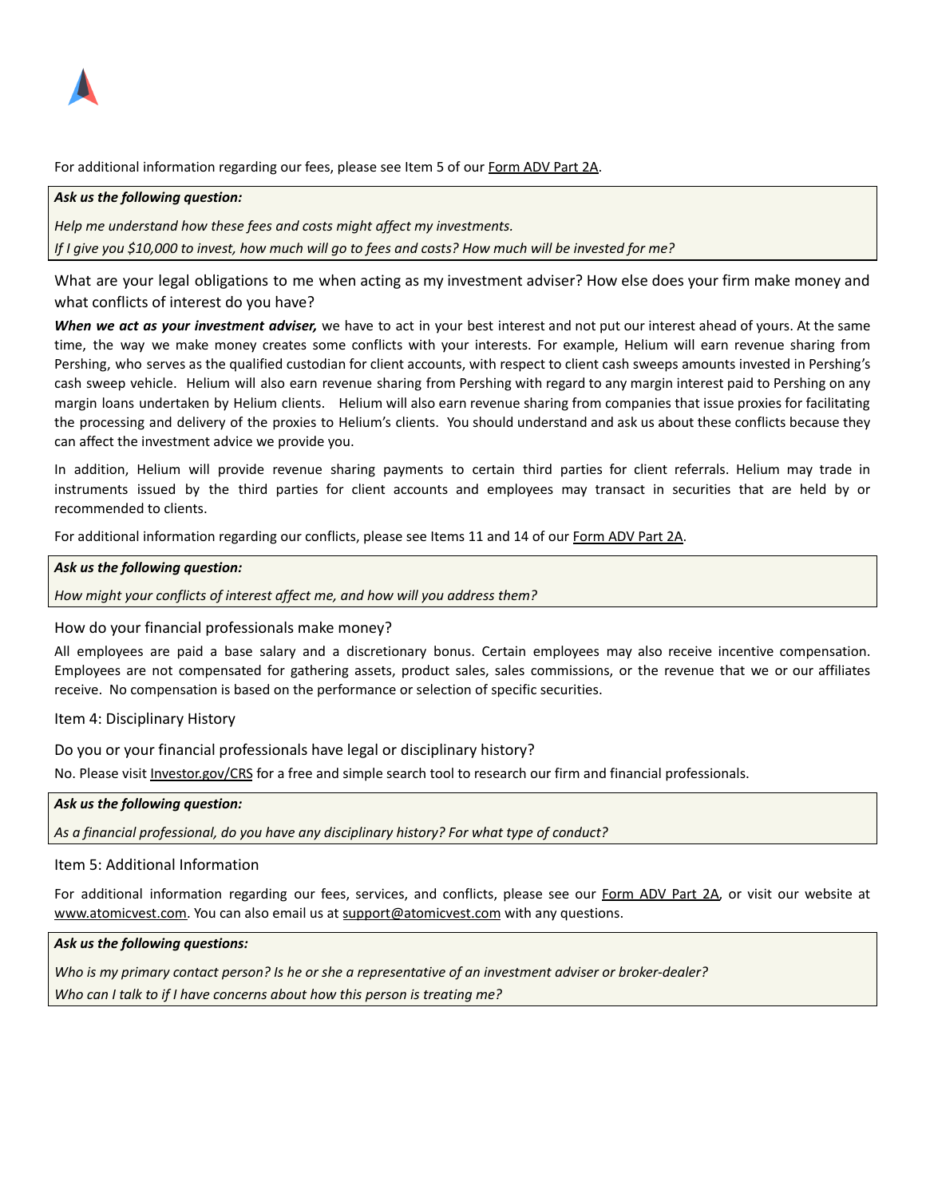For additional information regarding our fees, please see Item 5 of our Form ADV Part 2A.

> ***Ask us the following question:***
>
> *Help me understand how these fees and costs might affect my investments.*
>
> *If I give you $10,000 to invest, how much will go to fees and costs? How much will be invested for me?*

### What are your legal obligations to me when acting as my investment adviser? How else does your firm make money and what conflicts of interest do you have?

***When we act as your investment adviser,*** we have to act in your best interest and not put our interest ahead of yours. At the same time, the way we make money creates some conflicts with your interests. For example, Helium will earn revenue sharing from Pershing, who serves as the qualified custodian for client accounts, with respect to client cash sweeps amounts invested in Pershing's cash sweep vehicle. Helium will also earn revenue sharing from Pershing with regard to any margin interest paid to Pershing on any margin loans undertaken by Helium clients. Helium will also earn revenue sharing from companies that issue proxies for facilitating the processing and delivery of the proxies to Helium's clients. You should understand and ask us about these conflicts because they can affect the investment advice we provide you.

In addition, Helium will provide revenue sharing payments to certain third parties for client referrals. Helium may trade in instruments issued by the third parties for client accounts and employees may transact in securities that are held by or recommended to clients.

For additional information regarding our conflicts, please see Items 11 and 14 of our Form ADV Part 2A.

> ***Ask us the following question:***
>
> *How might your conflicts of interest affect me, and how will you address them?*

### How do your financial professionals make money?

All employees are paid a base salary and a discretionary bonus. Certain employees may also receive incentive compensation. Employees are not compensated for gathering assets, product sales, sales commissions, or the revenue that we or our affiliates receive. No compensation is based on the performance or selection of specific securities.

## Item 4: Disciplinary History

### Do you or your financial professionals have legal or disciplinary history?

No. Please visit Investor.gov/CRS for a free and simple search tool to research our firm and financial professionals.

> ***Ask us the following question:***
>
> *As a financial professional, do you have any disciplinary history? For what type of conduct?*

## Item 5: Additional Information

For additional information regarding our fees, services, and conflicts, please see our Form ADV Part 2A, or visit our website at www.atomicvest.com. You can also email us at support@atomicvest.com with any questions.

> ***Ask us the following questions:***
>
> *Who is my primary contact person? Is he or she a representative of an investment adviser or broker-dealer?*
>
> *Who can I talk to if I have concerns about how this person is treating me?*